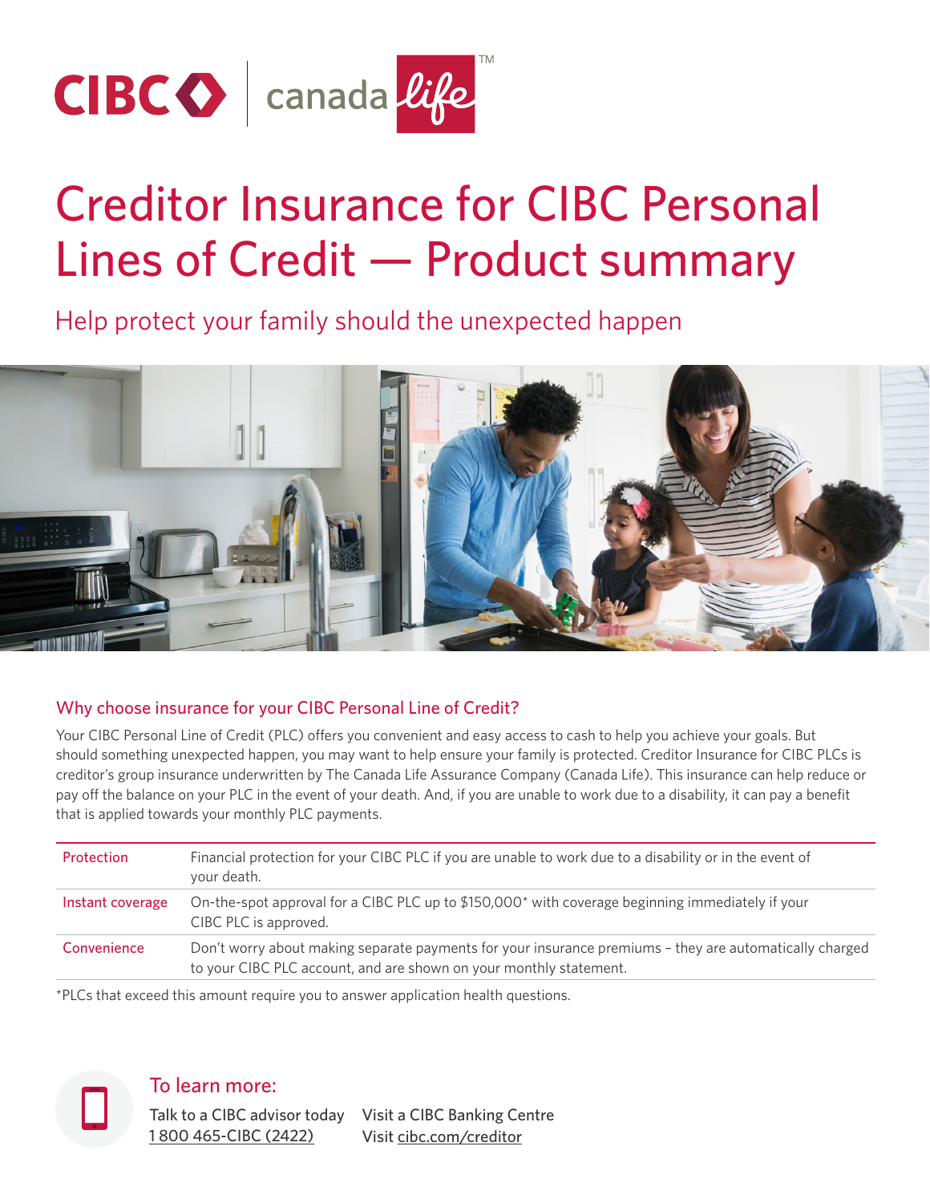# Creditor Insurance for CIBC Personal Lines of Credit — Product summary

## Help protect your family should the unexpected happen

### Why choose insurance for your CIBC Personal Line of Credit?

Your CIBC Personal Line of Credit (PLC) offers you convenient and easy access to cash to help you achieve your goals. But should something unexpected happen, you may want to help ensure your family is protected. Creditor Insurance for CIBC PLCs is creditor's group insurance underwritten by The Canada Life Assurance Company (Canada Life). This insurance can help reduce or pay off the balance on your PLC in the event of your death. And, if you are unable to work due to a disability, it can pay a benefit that is applied towards your monthly PLC payments.

| | |
|---|---|
| Protection | Financial protection for your CIBC PLC if you are unable to work due to a disability or in the event of your death. |
| Instant coverage | On-the-spot approval for a CIBC PLC up to $150,000* with coverage beginning immediately if your CIBC PLC is approved. |
| Convenience | Don't worry about making separate payments for your insurance premiums – they are automatically charged to your CIBC PLC account, and are shown on your monthly statement. |

*PLCs that exceed this amount require you to answer application health questions.

### To learn more:

Talk to a CIBC advisor today
1 800 465-CIBC (2422)

Visit a CIBC Banking Centre
Visit cibc.com/creditor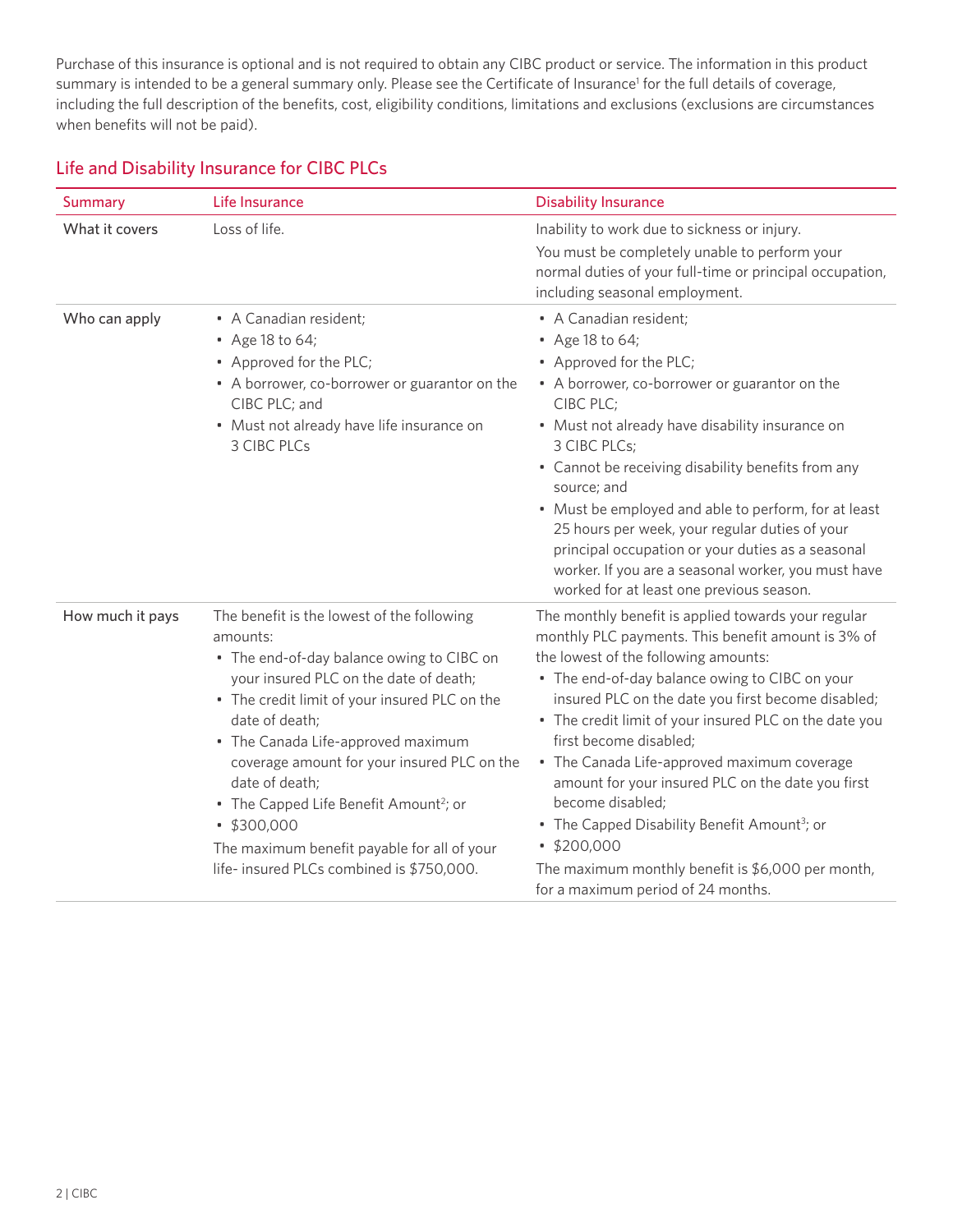Purchase of this insurance is optional and is not required to obtain any CIBC product or service. The information in this product summary is intended to be a general summary only. Please see the Certificate of Insurance[1] for the full details of coverage, including the full description of the benefits, cost, eligibility conditions, limitations and exclusions (exclusions are circumstances when benefits will not be paid).

## Life and Disability Insurance for CIBC PLCs

| Summary | Life Insurance | Disability Insurance |
|---|---|---|
| What it covers | Loss of life. | Inability to work due to sickness or injury.<br>You must be completely unable to perform your normal duties of your full-time or principal occupation, including seasonal employment. |
| Who can apply | • A Canadian resident;<br>• Age 18 to 64;<br>• Approved for the PLC;<br>• A borrower, co-borrower or guarantor on the CIBC PLC; and<br>• Must not already have life insurance on 3 CIBC PLCs | • A Canadian resident;<br>• Age 18 to 64;<br>• Approved for the PLC;<br>• A borrower, co-borrower or guarantor on the CIBC PLC;<br>• Must not already have disability insurance on 3 CIBC PLCs;<br>• Cannot be receiving disability benefits from any source; and<br>• Must be employed and able to perform, for at least 25 hours per week, your regular duties of your principal occupation or your duties as a seasonal worker. If you are a seasonal worker, you must have worked for at least one previous season. |
| How much it pays | The benefit is the lowest of the following amounts:<br>• The end-of-day balance owing to CIBC on your insured PLC on the date of death;<br>• The credit limit of your insured PLC on the date of death;<br>• The Canada Life-approved maximum coverage amount for your insured PLC on the date of death;<br>• The Capped Life Benefit Amount[2]; or<br>• $300,000<br>The maximum benefit payable for all of your life- insured PLCs combined is $750,000. | The monthly benefit is applied towards your regular monthly PLC payments. This benefit amount is 3% of the lowest of the following amounts:<br>• The end-of-day balance owing to CIBC on your insured PLC on the date you first become disabled;<br>• The credit limit of your insured PLC on the date you first become disabled;<br>• The Canada Life-approved maximum coverage amount for your insured PLC on the date you first become disabled;<br>• The Capped Disability Benefit Amount[3]; or<br>• $200,000<br>The maximum monthly benefit is $6,000 per month, for a maximum period of 24 months. |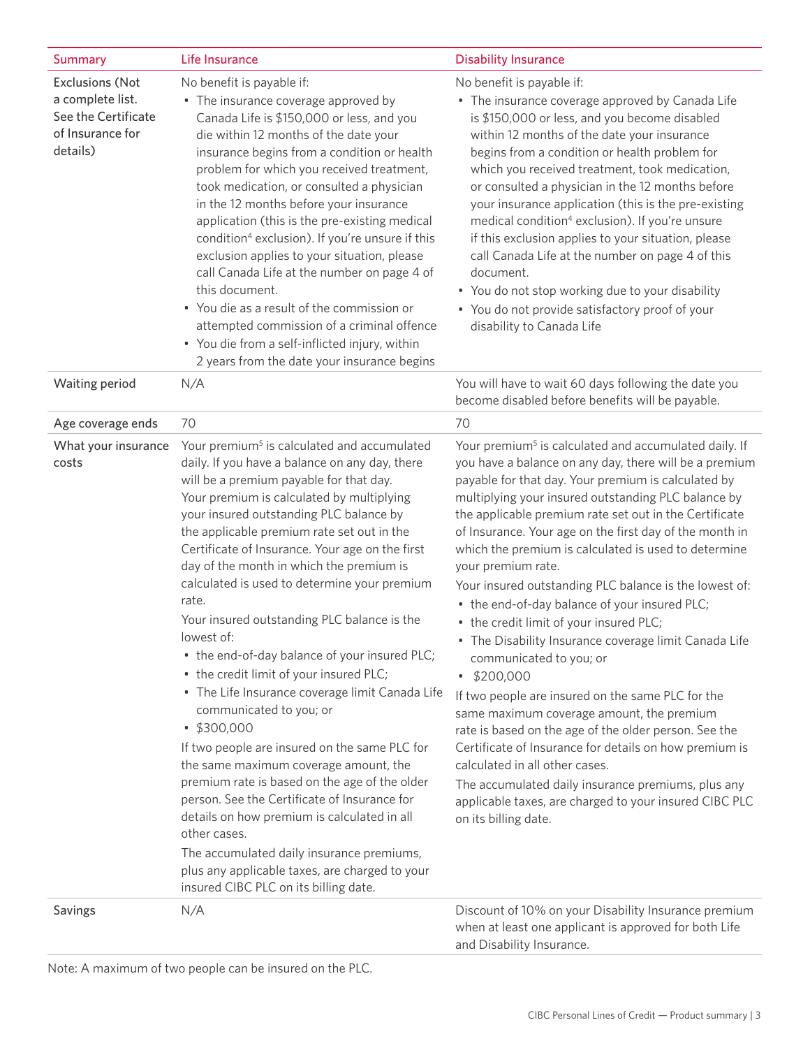| Summary | Life Insurance | Disability Insurance |
| --- | --- | --- |
| Exclusions (Not a complete list. See the Certificate of Insurance for details) | No benefit is payable if:<br>• The insurance coverage approved by Canada Life is $150,000 or less, and you die within 12 months of the date your insurance begins from a condition or health problem for which you received treatment, took medication, or consulted a physician in the 12 months before your insurance application (this is the pre-existing medical condition[4] exclusion). If you're unsure if this exclusion applies to your situation, please call Canada Life at the number on page 4 of this document.<br>• You die as a result of the commission or attempted commission of a criminal offence<br>• You die from a self-inflicted injury, within 2 years from the date your insurance begins | No benefit is payable if:<br>• The insurance coverage approved by Canada Life is $150,000 or less, and you become disabled within 12 months of the date your insurance begins from a condition or health problem for which you received treatment, took medication, or consulted a physician in the 12 months before your insurance application (this is the pre-existing medical condition[4] exclusion). If you're unsure if this exclusion applies to your situation, please call Canada Life at the number on page 4 of this document.<br>• You do not stop working due to your disability<br>• You do not provide satisfactory proof of your disability to Canada Life |
| Waiting period | N/A | You will have to wait 60 days following the date you become disabled before benefits will be payable. |
| Age coverage ends | 70 | 70 |
| What your insurance costs | Your premium[5] is calculated and accumulated daily. If you have a balance on any day, there will be a premium payable for that day.<br>Your premium is calculated by multiplying your insured outstanding PLC balance by the applicable premium rate set out in the Certificate of Insurance. Your age on the first day of the month in which the premium is calculated is used to determine your premium rate.<br>Your insured outstanding PLC balance is the lowest of:<br>• the end-of-day balance of your insured PLC;<br>• the credit limit of your insured PLC;<br>• The Life Insurance coverage limit Canada Life communicated to you; or<br>• $300,000<br>If two people are insured on the same PLC for the same maximum coverage amount, the premium rate is based on the age of the older person. See the Certificate of Insurance for details on how premium is calculated in all other cases.<br>The accumulated daily insurance premiums, plus any applicable taxes, are charged to your insured CIBC PLC on its billing date. | Your premium[5] is calculated and accumulated daily. If you have a balance on any day, there will be a premium payable for that day. Your premium is calculated by multiplying your insured outstanding PLC balance by the applicable premium rate set out in the Certificate of Insurance. Your age on the first day of the month in which the premium is calculated is used to determine your premium rate.<br>Your insured outstanding PLC balance is the lowest of:<br>• the end-of-day balance of your insured PLC;<br>• the credit limit of your insured PLC;<br>• The Disability Insurance coverage limit Canada Life communicated to you; or<br>• $200,000<br>If two people are insured on the same PLC for the same maximum coverage amount, the premium rate is based on the age of the older person. See the Certificate of Insurance for details on how premium is calculated in all other cases.<br>The accumulated daily insurance premiums, plus any applicable taxes, are charged to your insured CIBC PLC on its billing date. |
| Savings | N/A | Discount of 10% on your Disability Insurance premium when at least one applicant is approved for both Life and Disability Insurance. |

Note: A maximum of two people can be insured on the PLC.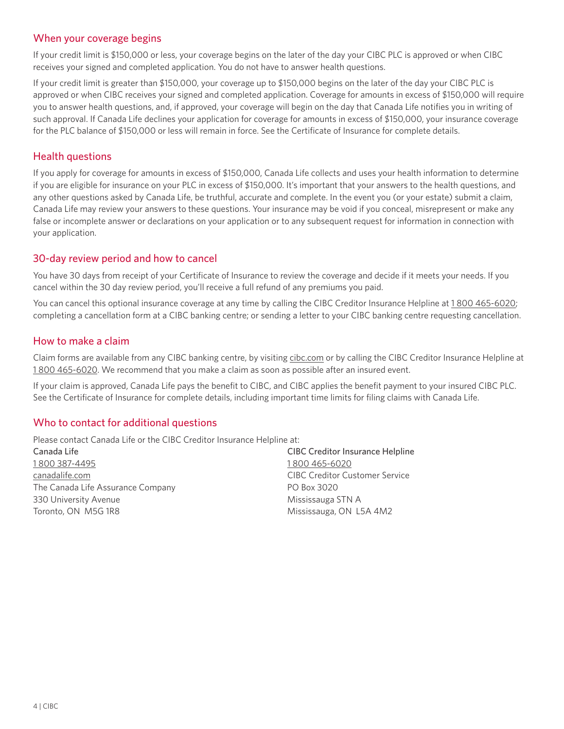## When your coverage begins

If your credit limit is $150,000 or less, your coverage begins on the later of the day your CIBC PLC is approved or when CIBC receives your signed and completed application. You do not have to answer health questions.

If your credit limit is greater than $150,000, your coverage up to $150,000 begins on the later of the day your CIBC PLC is approved or when CIBC receives your signed and completed application. Coverage for amounts in excess of $150,000 will require you to answer health questions, and, if approved, your coverage will begin on the day that Canada Life notifies you in writing of such approval. If Canada Life declines your application for coverage for amounts in excess of $150,000, your insurance coverage for the PLC balance of $150,000 or less will remain in force. See the Certificate of Insurance for complete details.

## Health questions

If you apply for coverage for amounts in excess of $150,000, Canada Life collects and uses your health information to determine if you are eligible for insurance on your PLC in excess of $150,000. It's important that your answers to the health questions, and any other questions asked by Canada Life, be truthful, accurate and complete. In the event you (or your estate) submit a claim, Canada Life may review your answers to these questions. Your insurance may be void if you conceal, misrepresent or make any false or incomplete answer or declarations on your application or to any subsequent request for information in connection with your application.

## 30-day review period and how to cancel

You have 30 days from receipt of your Certificate of Insurance to review the coverage and decide if it meets your needs. If you cancel within the 30 day review period, you'll receive a full refund of any premiums you paid.

You can cancel this optional insurance coverage at any time by calling the CIBC Creditor Insurance Helpline at 1 800 465-6020; completing a cancellation form at a CIBC banking centre; or sending a letter to your CIBC banking centre requesting cancellation.

## How to make a claim

Claim forms are available from any CIBC banking centre, by visiting cibc.com or by calling the CIBC Creditor Insurance Helpline at 1 800 465-6020. We recommend that you make a claim as soon as possible after an insured event.

If your claim is approved, Canada Life pays the benefit to CIBC, and CIBC applies the benefit payment to your insured CIBC PLC. See the Certificate of Insurance for complete details, including important time limits for filing claims with Canada Life.

## Who to contact for additional questions

Please contact Canada Life or the CIBC Creditor Insurance Helpline at:

Canada Life
1 800 387-4495
canadalife.com
The Canada Life Assurance Company
330 University Avenue
Toronto, ON M5G 1R8

CIBC Creditor Insurance Helpline
1 800 465-6020
CIBC Creditor Customer Service
PO Box 3020
Mississauga STN A
Mississauga, ON L5A 4M2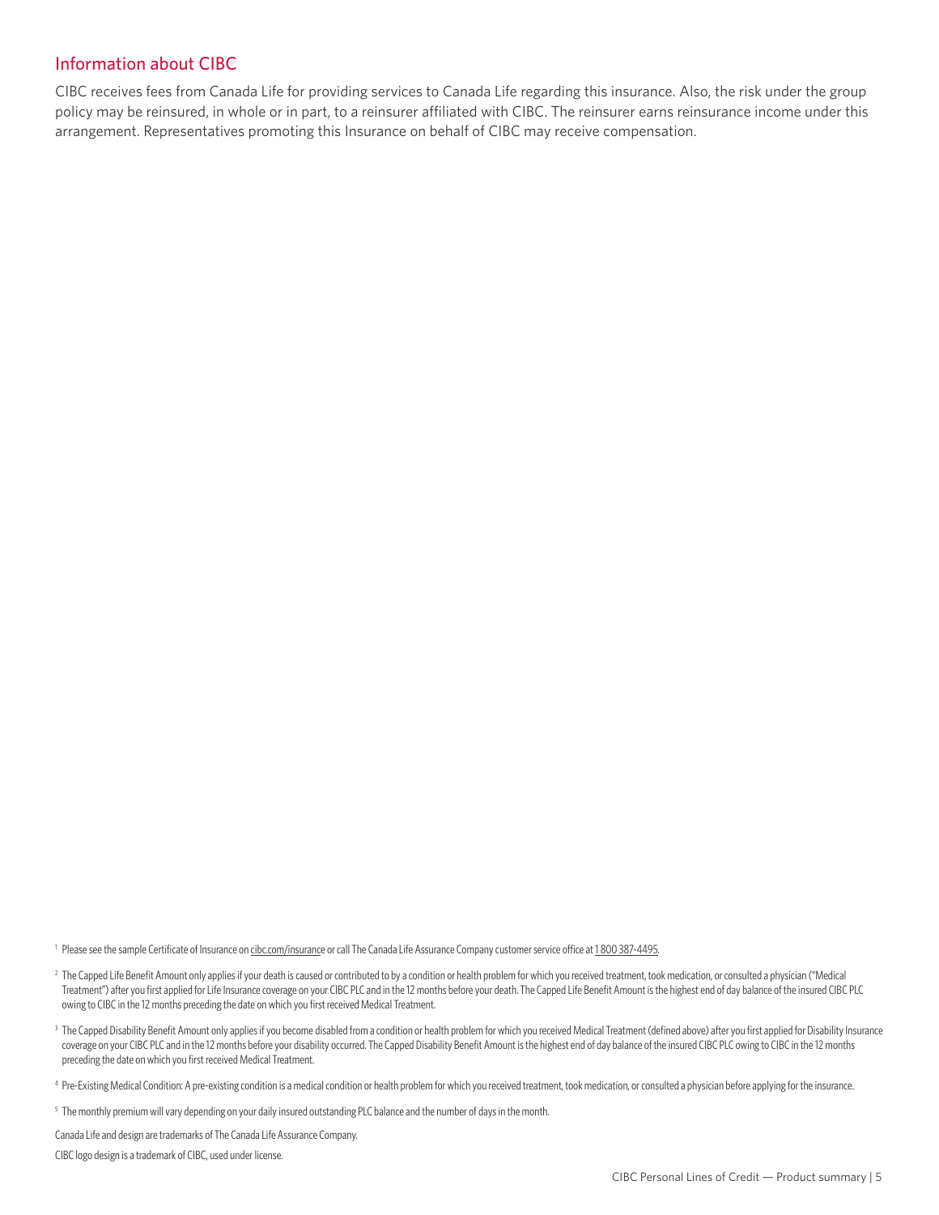## Information about CIBC

CIBC receives fees from Canada Life for providing services to Canada Life regarding this insurance. Also, the risk under the group policy may be reinsured, in whole or in part, to a reinsurer affiliated with CIBC. The reinsurer earns reinsurance income under this arrangement. Representatives promoting this Insurance on behalf of CIBC may receive compensation.

[1] Please see the sample Certificate of Insurance on cibc.com/insurance or call The Canada Life Assurance Company customer service office at 1 800 387-4495.

[2] The Capped Life Benefit Amount only applies if your death is caused or contributed to by a condition or health problem for which you received treatment, took medication, or consulted a physician ("Medical Treatment") after you first applied for Life Insurance coverage on your CIBC PLC and in the 12 months before your death. The Capped Life Benefit Amount is the highest end of day balance of the insured CIBC PLC owing to CIBC in the 12 months preceding the date on which you first received Medical Treatment.

[3] The Capped Disability Benefit Amount only applies if you become disabled from a condition or health problem for which you received Medical Treatment (defined above) after you first applied for Disability Insurance coverage on your CIBC PLC and in the 12 months before your disability occurred. The Capped Disability Benefit Amount is the highest end of day balance of the insured CIBC PLC owing to CIBC in the 12 months preceding the date on which you first received Medical Treatment.

[4] Pre-Existing Medical Condition: A pre-existing condition is a medical condition or health problem for which you received treatment, took medication, or consulted a physician before applying for the insurance.

[5] The monthly premium will vary depending on your daily insured outstanding PLC balance and the number of days in the month.

Canada Life and design are trademarks of The Canada Life Assurance Company.

CIBC logo design is a trademark of CIBC, used under license.